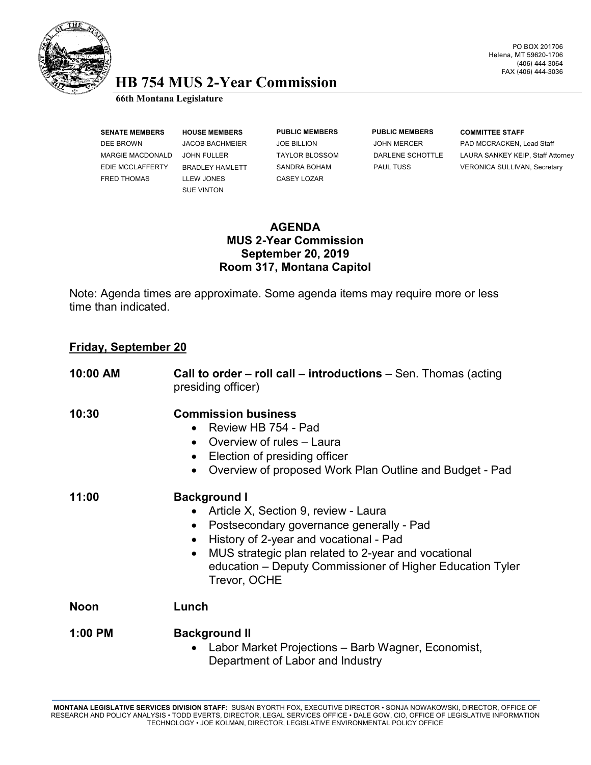PO BOX 201706
Helena, MT 59620-1706
(406) 444-3064
FAX (406) 444-3036

# HB 754 MUS 2-Year Commission

**66th Montana Legislature**

| SENATE MEMBERS | HOUSE MEMBERS | PUBLIC MEMBERS | PUBLIC MEMBERS | COMMITTEE STAFF |
|---|---|---|---|---|
| DEE BROWN | JACOB BACHMEIER | JOE BILLION | JOHN MERCER | PAD MCCRACKEN, Lead Staff |
| MARGIE MACDONALD | JOHN FULLER | TAYLOR BLOSSOM | DARLENE SCHOTTLE | LAURA SANKEY KEIP, Staff Attorney |
| EDIE MCCLAFFERTY | BRADLEY HAMLETT | SANDRA BOHAM | PAUL TUSS | VERONICA SULLIVAN, Secretary |
| FRED THOMAS | LLEW JONES | CASEY LOZAR | | |
| | SUE VINTON | | | |

## AGENDA
## MUS 2-Year Commission
## September 20, 2019
## Room 317, Montana Capitol

Note: Agenda times are approximate. Some agenda items may require more or less time than indicated.

**<u>Friday, September 20</u>**

**10:00 AM** — **Call to order – roll call – introductions** – Sen. Thomas (acting presiding officer)

**10:30** — **Commission business**

- Review HB 754 - Pad
- Overview of rules – Laura
- Election of presiding officer
- Overview of proposed Work Plan Outline and Budget - Pad

**11:00** — **Background I**

- Article X, Section 9, review - Laura
- Postsecondary governance generally - Pad
- History of 2-year and vocational - Pad
- MUS strategic plan related to 2-year and vocational education – Deputy Commissioner of Higher Education Tyler Trevor, OCHE

**Noon** — **Lunch**

**1:00 PM** — **Background II**

- Labor Market Projections – Barb Wagner, Economist, Department of Labor and Industry

MONTANA LEGISLATIVE SERVICES DIVISION STAFF: SUSAN BYORTH FOX, EXECUTIVE DIRECTOR • SONJA NOWAKOWSKI, DIRECTOR, OFFICE OF RESEARCH AND POLICY ANALYSIS • TODD EVERTS, DIRECTOR, LEGAL SERVICES OFFICE • DALE GOW, CIO, OFFICE OF LEGISLATIVE INFORMATION TECHNOLOGY • JOE KOLMAN, DIRECTOR, LEGISLATIVE ENVIRONMENTAL POLICY OFFICE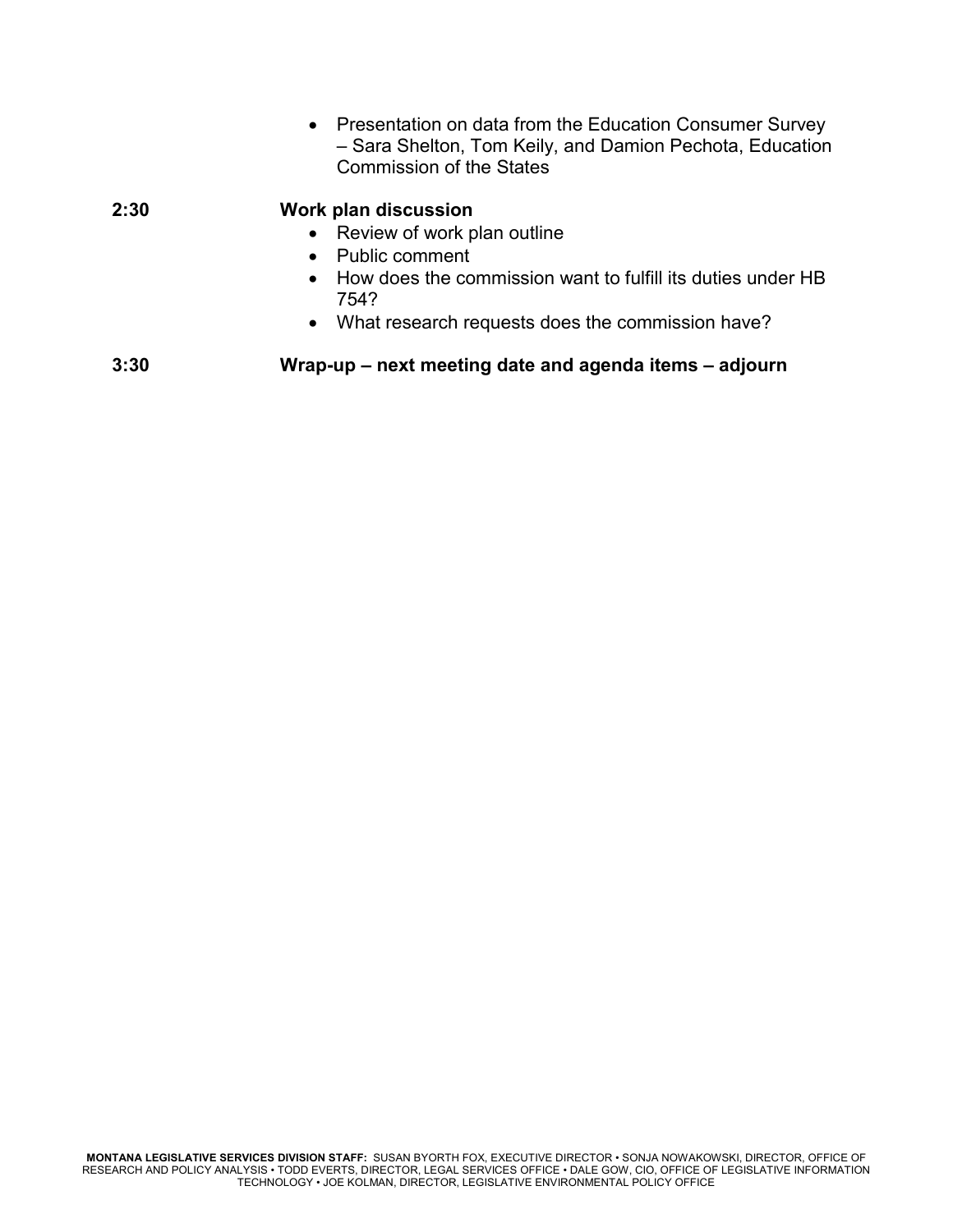- Presentation on data from the Education Consumer Survey – Sara Shelton, Tom Keily, and Damion Pechota, Education Commission of the States

**2:30** **Work plan discussion**

- Review of work plan outline
- Public comment
- How does the commission want to fulfill its duties under HB 754?
- What research requests does the commission have?

**3:30** **Wrap-up – next meeting date and agenda items – adjourn**

**MONTANA LEGISLATIVE SERVICES DIVISION STAFF:** SUSAN BYORTH FOX, EXECUTIVE DIRECTOR • SONJA NOWAKOWSKI, DIRECTOR, OFFICE OF RESEARCH AND POLICY ANALYSIS • TODD EVERTS, DIRECTOR, LEGAL SERVICES OFFICE • DALE GOW, CIO, OFFICE OF LEGISLATIVE INFORMATION TECHNOLOGY • JOE KOLMAN, DIRECTOR, LEGISLATIVE ENVIRONMENTAL POLICY OFFICE